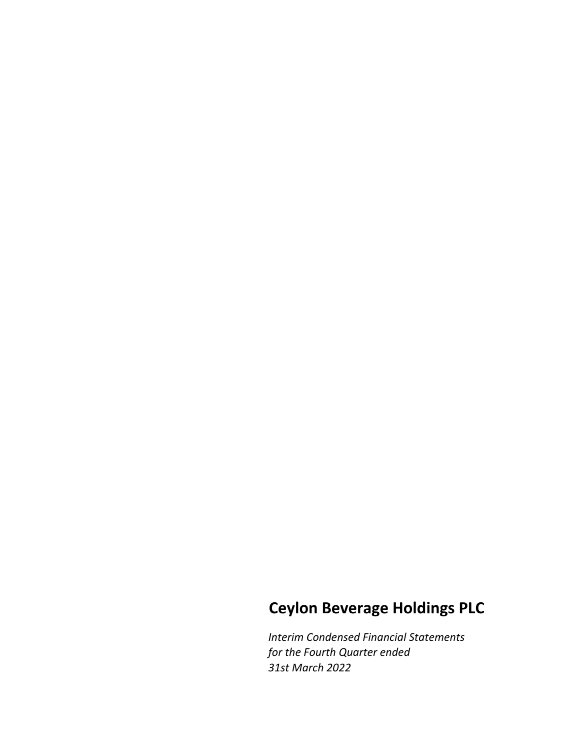# Ceylon Beverage Holdings PLC

*Interim Condensed Financial Statements*
*for the Fourth Quarter ended*
*31st March 2022*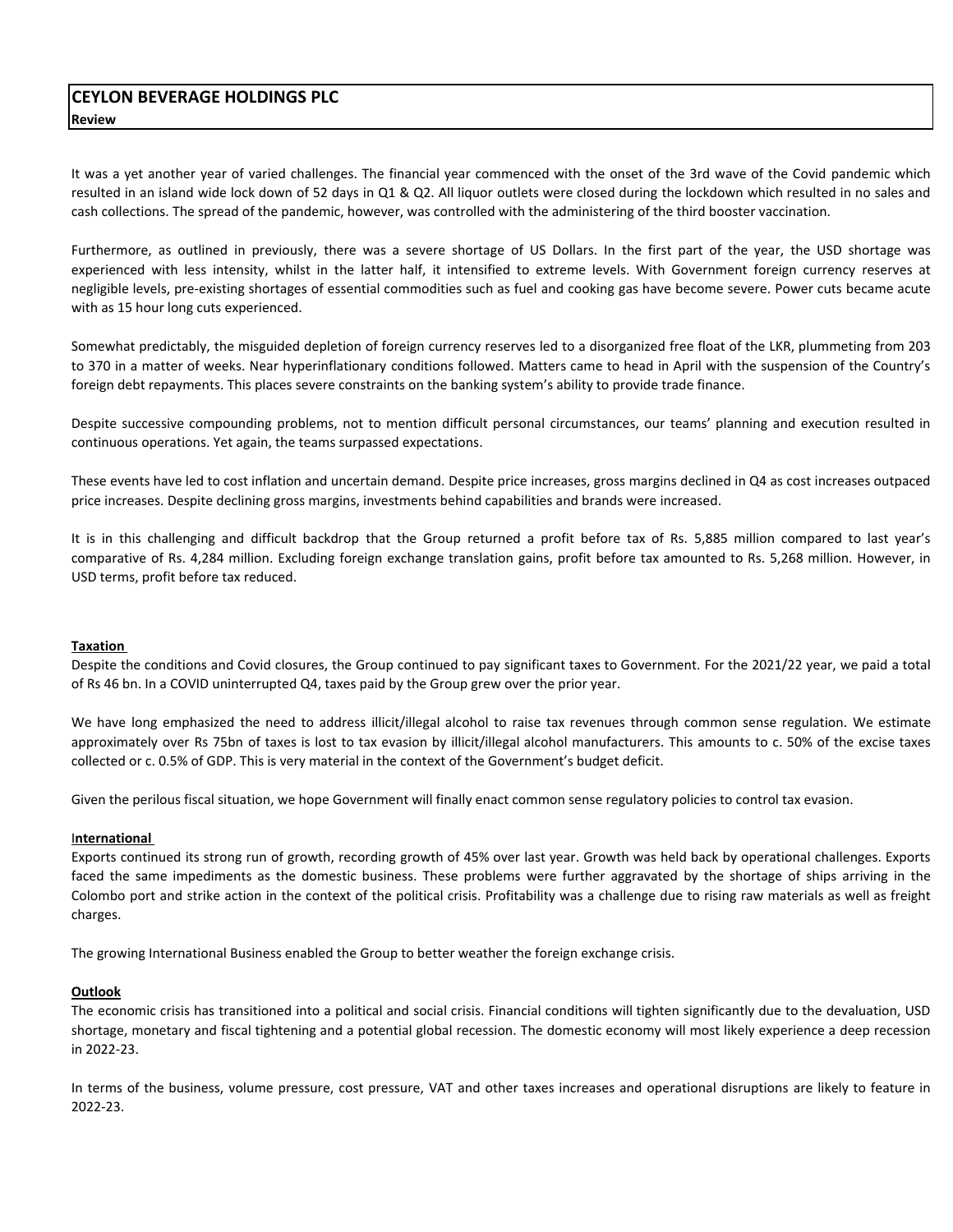# CEYLON BEVERAGE HOLDINGS PLC

**Review**

It was a yet another year of varied challenges. The financial year commenced with the onset of the 3rd wave of the Covid pandemic which resulted in an island wide lock down of 52 days in Q1 & Q2. All liquor outlets were closed during the lockdown which resulted in no sales and cash collections. The spread of the pandemic, however, was controlled with the administering of the third booster vaccination.

Furthermore, as outlined in previously, there was a severe shortage of US Dollars. In the first part of the year, the USD shortage was experienced with less intensity, whilst in the latter half, it intensified to extreme levels. With Government foreign currency reserves at negligible levels, pre-existing shortages of essential commodities such as fuel and cooking gas have become severe. Power cuts became acute with as 15 hour long cuts experienced.

Somewhat predictably, the misguided depletion of foreign currency reserves led to a disorganized free float of the LKR, plummeting from 203 to 370 in a matter of weeks. Near hyperinflationary conditions followed. Matters came to head in April with the suspension of the Country's foreign debt repayments. This places severe constraints on the banking system's ability to provide trade finance.

Despite successive compounding problems, not to mention difficult personal circumstances, our teams' planning and execution resulted in continuous operations. Yet again, the teams surpassed expectations.

These events have led to cost inflation and uncertain demand. Despite price increases, gross margins declined in Q4 as cost increases outpaced price increases. Despite declining gross margins, investments behind capabilities and brands were increased.

It is in this challenging and difficult backdrop that the Group returned a profit before tax of Rs. 5,885 million compared to last year's comparative of Rs. 4,284 million. Excluding foreign exchange translation gains, profit before tax amounted to Rs. 5,268 million. However, in USD terms, profit before tax reduced.

**Taxation**

Despite the conditions and Covid closures, the Group continued to pay significant taxes to Government. For the 2021/22 year, we paid a total of Rs 46 bn. In a COVID uninterrupted Q4, taxes paid by the Group grew over the prior year.

We have long emphasized the need to address illicit/illegal alcohol to raise tax revenues through common sense regulation. We estimate approximately over Rs 75bn of taxes is lost to tax evasion by illicit/illegal alcohol manufacturers. This amounts to c. 50% of the excise taxes collected or c. 0.5% of GDP. This is very material in the context of the Government's budget deficit.

Given the perilous fiscal situation, we hope Government will finally enact common sense regulatory policies to control tax evasion.

**International**

Exports continued its strong run of growth, recording growth of 45% over last year. Growth was held back by operational challenges. Exports faced the same impediments as the domestic business. These problems were further aggravated by the shortage of ships arriving in the Colombo port and strike action in the context of the political crisis. Profitability was a challenge due to rising raw materials as well as freight charges.

The growing International Business enabled the Group to better weather the foreign exchange crisis.

**Outlook**

The economic crisis has transitioned into a political and social crisis. Financial conditions will tighten significantly due to the devaluation, USD shortage, monetary and fiscal tightening and a potential global recession. The domestic economy will most likely experience a deep recession in 2022-23.

In terms of the business, volume pressure, cost pressure, VAT and other taxes increases and operational disruptions are likely to feature in 2022-23.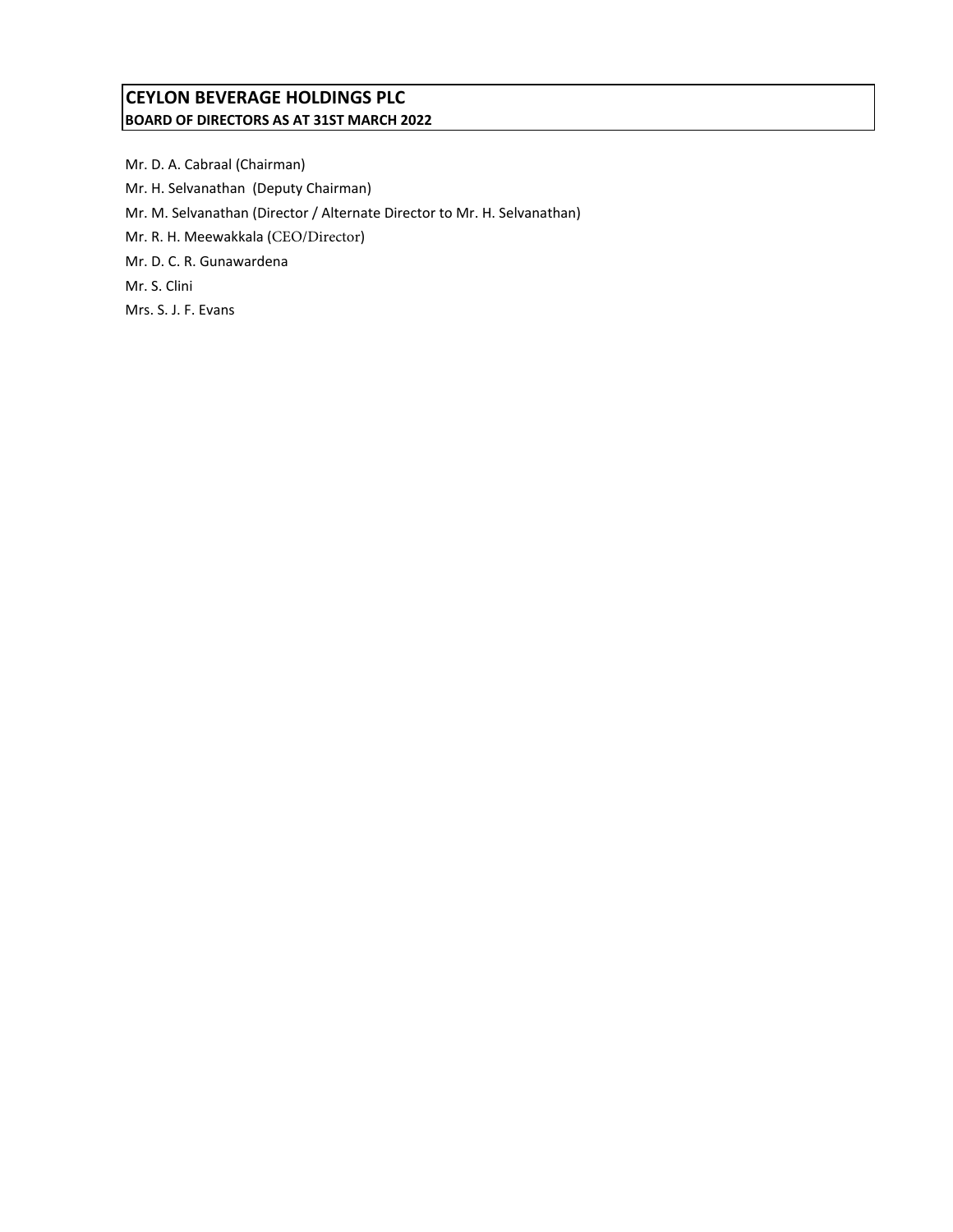# CEYLON BEVERAGE HOLDINGS PLC

## BOARD OF DIRECTORS AS AT 31ST MARCH 2022

Mr. D. A. Cabraal (Chairman)

Mr. H. Selvanathan (Deputy Chairman)

Mr. M. Selvanathan (Director / Alternate Director to Mr. H. Selvanathan)

Mr. R. H. Meewakkala (CEO/Director)

Mr. D. C. R. Gunawardena

Mr. S. Clini

Mrs. S. J. F. Evans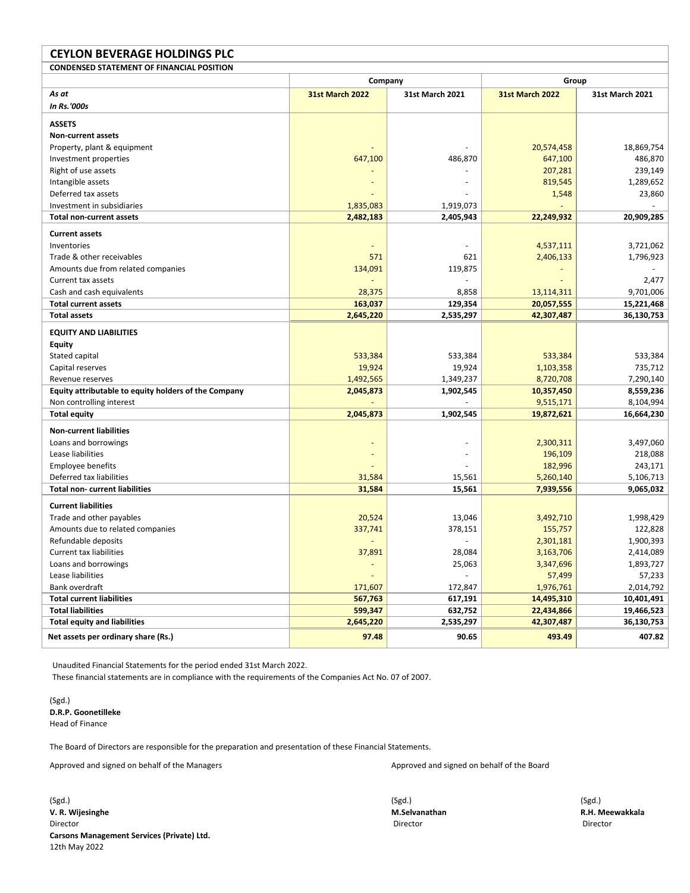## CEYLON BEVERAGE HOLDINGS PLC

### CONDENSED STATEMENT OF FINANCIAL POSITION

| | Company | | Group | |
|---|---|---|---|---|
| *As at* | **31st March 2022** | **31st March 2021** | **31st March 2022** | **31st March 2021** |
| ***In Rs.'000s*** | | | | |
| **ASSETS** | | | | |
| **Non-current assets** | | | | |
| Property, plant & equipment | - | - | 20,574,458 | 18,869,754 |
| Investment properties | 647,100 | 486,870 | 647,100 | 486,870 |
| Right of use assets | - | - | 207,281 | 239,149 |
| Intangible assets | - | - | 819,545 | 1,289,652 |
| Deferred tax assets | - | - | 1,548 | 23,860 |
| Investment in subsidiaries | 1,835,083 | 1,919,073 | - | - |
| **Total non-current assets** | **2,482,183** | **2,405,943** | **22,249,932** | **20,909,285** |
| **Current assets** | | | | |
| Inventories | - | - | 4,537,111 | 3,721,062 |
| Trade & other receivables | 571 | 621 | 2,406,133 | 1,796,923 |
| Amounts due from related companies | 134,091 | 119,875 | - | - |
| Current tax assets | - | - | - | 2,477 |
| Cash and cash equivalents | 28,375 | 8,858 | 13,114,311 | 9,701,006 |
| **Total current assets** | **163,037** | **129,354** | **20,057,555** | **15,221,468** |
| **Total assets** | **2,645,220** | **2,535,297** | **42,307,487** | **36,130,753** |
| **EQUITY AND LIABILITIES** | | | | |
| **Equity** | | | | |
| Stated capital | 533,384 | 533,384 | 533,384 | 533,384 |
| Capital reserves | 19,924 | 19,924 | 1,103,358 | 735,712 |
| Revenue reserves | 1,492,565 | 1,349,237 | 8,720,708 | 7,290,140 |
| **Equity attributable to equity holders of the Company** | **2,045,873** | **1,902,545** | **10,357,450** | **8,559,236** |
| Non controlling interest | - | - | 9,515,171 | 8,104,994 |
| **Total equity** | **2,045,873** | **1,902,545** | **19,872,621** | **16,664,230** |
| **Non-current liabilities** | | | | |
| Loans and borrowings | - | - | 2,300,311 | 3,497,060 |
| Lease liabilities | - | - | 196,109 | 218,088 |
| Employee benefits | - | - | 182,996 | 243,171 |
| Deferred tax liabilities | 31,584 | 15,561 | 5,260,140 | 5,106,713 |
| **Total non- current liabilities** | **31,584** | **15,561** | **7,939,556** | **9,065,032** |
| **Current liabilities** | | | | |
| Trade and other payables | 20,524 | 13,046 | 3,492,710 | 1,998,429 |
| Amounts due to related companies | 337,741 | 378,151 | 155,757 | 122,828 |
| Refundable deposits | - | - | 2,301,181 | 1,900,393 |
| Current tax liabilities | 37,891 | 28,084 | 3,163,706 | 2,414,089 |
| Loans and borrowings | - | 25,063 | 3,347,696 | 1,893,727 |
| Lease liabilities | - | - | 57,499 | 57,233 |
| Bank overdraft | 171,607 | 172,847 | 1,976,761 | 2,014,792 |
| **Total current liabilities** | **567,763** | **617,191** | **14,495,310** | **10,401,491** |
| **Total liabilities** | **599,347** | **632,752** | **22,434,866** | **19,466,523** |
| **Total equity and liabilities** | **2,645,220** | **2,535,297** | **42,307,487** | **36,130,753** |
| **Net assets per ordinary share (Rs.)** | **97.48** | **90.65** | **493.49** | **407.82** |

Unaudited Financial Statements for the period ended 31st March 2022.
These financial statements are in compliance with the requirements of the Companies Act No. 07 of 2007.

(Sgd.)
**D.R.P. Goonetilleke**
Head of Finance

The Board of Directors are responsible for the preparation and presentation of these Financial Statements.

Approved and signed on behalf of the Managers

(Sgd.)
**V. R. Wijesinghe**
Director
**Carsons Management Services (Private) Ltd.**
12th May 2022

Approved and signed on behalf of the Board

(Sgd.)
**M.Selvanathan**
Director

(Sgd.)
**R.H. Meewakkala**
Director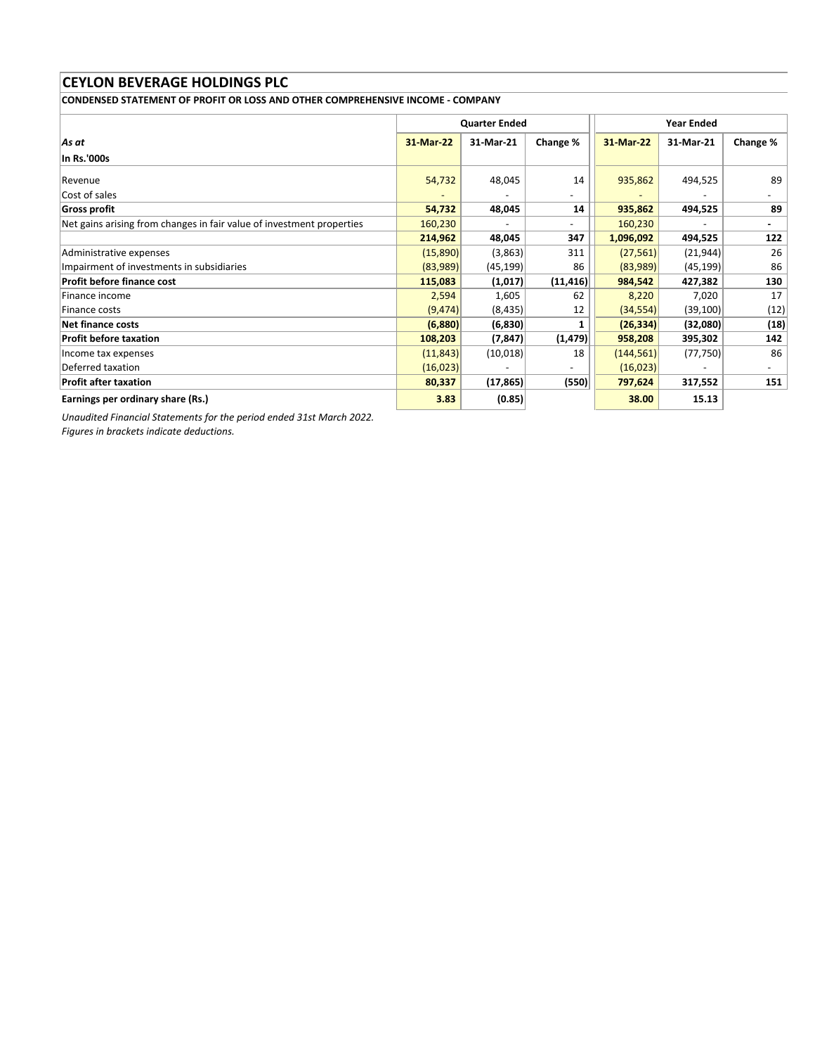# CEYLON BEVERAGE HOLDINGS PLC

## CONDENSED STATEMENT OF PROFIT OR LOSS AND OTHER COMPREHENSIVE INCOME - COMPANY

| | Quarter Ended | | | Year Ended | | |
|---|---|---|---|---|---|---|
| *As at* | 31-Mar-22 | 31-Mar-21 | Change % | 31-Mar-22 | 31-Mar-21 | Change % |
| **In Rs.'000s** | | | | | | |
| Revenue | 54,732 | 48,045 | 14 | 935,862 | 494,525 | 89 |
| Cost of sales | - | - | - | - | - | - |
| **Gross profit** | **54,732** | **48,045** | **14** | **935,862** | **494,525** | **89** |
| Net gains arising from changes in fair value of investment properties | 160,230 | - | - | 160,230 | - | **-** |
| | **214,962** | **48,045** | **347** | **1,096,092** | **494,525** | **122** |
| Administrative expenses | (15,890) | (3,863) | 311 | (27,561) | (21,944) | 26 |
| Impairment of investments in subsidiaries | (83,989) | (45,199) | 86 | (83,989) | (45,199) | 86 |
| **Profit before finance cost** | **115,083** | **(1,017)** | **(11,416)** | **984,542** | **427,382** | **130** |
| Finance income | 2,594 | 1,605 | 62 | 8,220 | 7,020 | 17 |
| Finance costs | (9,474) | (8,435) | 12 | (34,554) | (39,100) | (12) |
| **Net finance costs** | **(6,880)** | **(6,830)** | **1** | **(26,334)** | **(32,080)** | **(18)** |
| **Profit before taxation** | **108,203** | **(7,847)** | **(1,479)** | **958,208** | **395,302** | **142** |
| Income tax expenses | (11,843) | (10,018) | 18 | (144,561) | (77,750) | 86 |
| Deferred taxation | (16,023) | - | - | (16,023) | - | - |
| **Profit after taxation** | **80,337** | **(17,865)** | **(550)** | **797,624** | **317,552** | **151** |
| **Earnings per ordinary share (Rs.)** | **3.83** | **(0.85)** | | **38.00** | **15.13** | |

*Unaudited Financial Statements for the period ended 31st March 2022.*

*Figures in brackets indicate deductions.*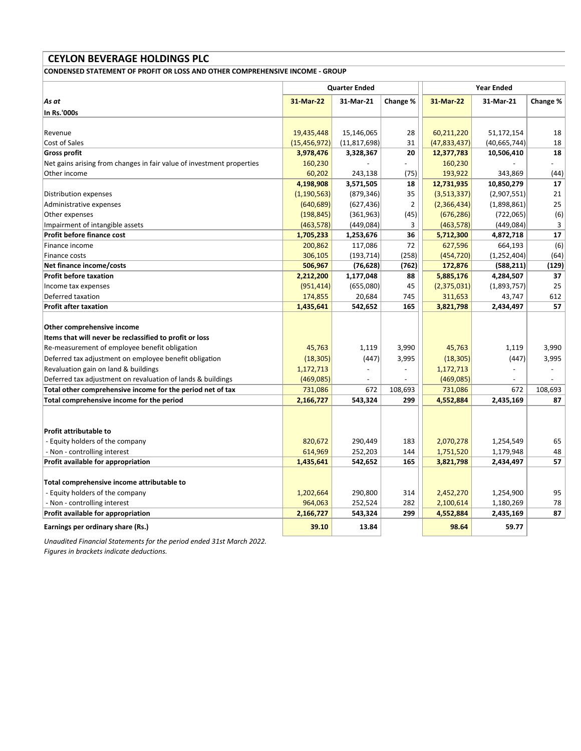# CEYLON BEVERAGE HOLDINGS PLC

**CONDENSED STATEMENT OF PROFIT OR LOSS AND OTHER COMPREHENSIVE INCOME - GROUP**

| | Quarter Ended | | | Year Ended | | |
|---|---|---|---|---|---|---|
| *As at* | **31-Mar-22** | **31-Mar-21** | **Change %** | **31-Mar-22** | **31-Mar-21** | **Change %** |
| **In Rs.'000s** | | | | | | |
| Revenue | 19,435,448 | 15,146,065 | 28 | 60,211,220 | 51,172,154 | 18 |
| Cost of Sales | (15,456,972) | (11,817,698) | 31 | (47,833,437) | (40,665,744) | 18 |
| **Gross profit** | **3,978,476** | **3,328,367** | **20** | **12,377,783** | **10,506,410** | **18** |
| Net gains arising from changes in fair value of investment properties | 160,230 | - | - | 160,230 | - | - |
| Other income | 60,202 | 243,138 | (75) | 193,922 | 343,869 | (44) |
| | **4,198,908** | **3,571,505** | **18** | **12,731,935** | **10,850,279** | **17** |
| Distribution expenses | (1,190,563) | (879,346) | 35 | (3,513,337) | (2,907,551) | 21 |
| Administrative expenses | (640,689) | (627,436) | 2 | (2,366,434) | (1,898,861) | 25 |
| Other expenses | (198,845) | (361,963) | (45) | (676,286) | (722,065) | (6) |
| Impairment of intangible assets | (463,578) | (449,084) | 3 | (463,578) | (449,084) | 3 |
| **Profit before finance cost** | **1,705,233** | **1,253,676** | **36** | **5,712,300** | **4,872,718** | **17** |
| Finance income | 200,862 | 117,086 | 72 | 627,596 | 664,193 | (6) |
| Finance costs | 306,105 | (193,714) | (258) | (454,720) | (1,252,404) | (64) |
| **Net finance income/costs** | **506,967** | **(76,628)** | **(762)** | **172,876** | **(588,211)** | **(129)** |
| **Profit before taxation** | **2,212,200** | **1,177,048** | **88** | **5,885,176** | **4,284,507** | **37** |
| Income tax expenses | (951,414) | (655,080) | 45 | (2,375,031) | (1,893,757) | 25 |
| Deferred taxation | 174,855 | 20,684 | 745 | 311,653 | 43,747 | 612 |
| **Profit after taxation** | **1,435,641** | **542,652** | **165** | **3,821,798** | **2,434,497** | **57** |
| | | | | | | |
| **Other comprehensive income** | | | | | | |
| **Items that will never be reclassified to profit or loss** | | | | | | |
| Re-measurement of employee benefit obligation | 45,763 | 1,119 | 3,990 | 45,763 | 1,119 | 3,990 |
| Deferred tax adjustment on employee benefit obligation | (18,305) | (447) | 3,995 | (18,305) | (447) | 3,995 |
| Revaluation gain on land & buildings | 1,172,713 | - | - | 1,172,713 | - | - |
| Deferred tax adjustment on revaluation of lands & buildings | (469,085) | - | - | (469,085) | - | - |
| **Total other comprehensive income for the period net of tax** | 731,086 | 672 | 108,693 | 731,086 | 672 | 108,693 |
| **Total comprehensive income for the period** | **2,166,727** | **543,324** | **299** | **4,552,884** | **2,435,169** | **87** |
| | | | | | | |
| **Profit attributable to** | | | | | | |
| - Equity holders of the company | 820,672 | 290,449 | 183 | 2,070,278 | 1,254,549 | 65 |
| - Non - controlling interest | 614,969 | 252,203 | 144 | 1,751,520 | 1,179,948 | 48 |
| **Profit available for appropriation** | **1,435,641** | **542,652** | **165** | **3,821,798** | **2,434,497** | **57** |
| | | | | | | |
| **Total comprehensive income attributable to** | | | | | | |
| - Equity holders of the company | 1,202,664 | 290,800 | 314 | 2,452,270 | 1,254,900 | 95 |
| - Non - controlling interest | 964,063 | 252,524 | 282 | 2,100,614 | 1,180,269 | 78 |
| **Profit available for appropriation** | **2,166,727** | **543,324** | **299** | **4,552,884** | **2,435,169** | **87** |
| **Earnings per ordinary share (Rs.)** | **39.10** | **13.84** | | **98.64** | **59.77** | |

*Unaudited Financial Statements for the period ended 31st March 2022.*
*Figures in brackets indicate deductions.*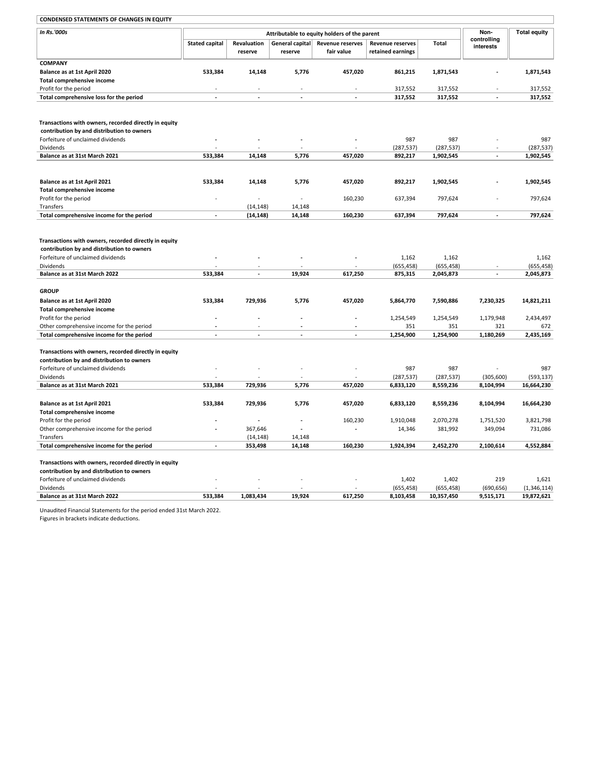**CONDENSED STATEMENTS OF CHANGES IN EQUITY**

| *In Rs.'000s* | Attributable to equity holders of the parent | | | | | | Non-controlling interests | Total equity |
|---|---|---|---|---|---|---|---|---|
| | Stated capital | Revaluation reserve | General capital reserve | Revenue reserves fair value | Revenue reserves retained earnings | Total | | |
| **COMPANY** | | | | | | | | |
| **Balance as at 1st April 2020** | **533,384** | **14,148** | **5,776** | **457,020** | **861,215** | **1,871,543** | **-** | **1,871,543** |
| **Total comprehensive income** | | | | | | | | |
| Profit for the period | - | - | - | - | 317,552 | 317,552 | - | 317,552 |
| **Total comprehensive loss for the period** | **-** | **-** | **-** | **-** | **317,552** | **317,552** | **-** | **317,552** |
| **Transactions with owners, recorded directly in equity contribution by and distribution to owners** | | | | | | | | |
| Forfeiture of unclaimed dividends | - | - | - | - | 987 | 987 | - | 987 |
| Dividends | - | - | - | - | (287,537) | (287,537) | - | (287,537) |
| **Balance as at 31st March 2021** | **533,384** | **14,148** | **5,776** | **457,020** | **892,217** | **1,902,545** | **-** | **1,902,545** |
| **Balance as at 1st April 2021** | **533,384** | **14,148** | **5,776** | **457,020** | **892,217** | **1,902,545** | **-** | **1,902,545** |
| **Total comprehensive income** | | | | | | | | |
| Profit for the period | - | - | - | 160,230 | 637,394 | 797,624 | - | 797,624 |
| Transfers | | (14,148) | 14,148 | | | | | |
| **Total comprehensive income for the period** | **-** | **(14,148)** | **14,148** | **160,230** | **637,394** | **797,624** | **-** | **797,624** |
| **Transactions with owners, recorded directly in equity contribution by and distribution to owners** | | | | | | | | |
| Forfeiture of unclaimed dividends | - | - | - | - | 1,162 | 1,162 | | 1,162 |
| Dividends | - | - | - | - | (655,458) | (655,458) | - | (655,458) |
| **Balance as at 31st March 2022** | **533,384** | **-** | **19,924** | **617,250** | **875,315** | **2,045,873** | **-** | **2,045,873** |
| **GROUP** | | | | | | | | |
| **Balance as at 1st April 2020** | **533,384** | **729,936** | **5,776** | **457,020** | **5,864,770** | **7,590,886** | **7,230,325** | **14,821,211** |
| **Total comprehensive income** | | | | | | | | |
| Profit for the period | - | - | - | - | 1,254,549 | 1,254,549 | 1,179,948 | 2,434,497 |
| Other comprehensive income for the period | - | - | - | - | 351 | 351 | 321 | 672 |
| **Total comprehensive income for the period** | **-** | **-** | **-** | **-** | **1,254,900** | **1,254,900** | **1,180,269** | **2,435,169** |
| **Transactions with owners, recorded directly in equity contribution by and distribution to owners** | | | | | | | | |
| Forfeiture of unclaimed dividends | - | - | - | - | 987 | 987 | - | 987 |
| Dividends | - | - | - | - | (287,537) | (287,537) | (305,600) | (593,137) |
| **Balance as at 31st March 2021** | **533,384** | **729,936** | **5,776** | **457,020** | **6,833,120** | **8,559,236** | **8,104,994** | **16,664,230** |
| **Balance as at 1st April 2021** | **533,384** | **729,936** | **5,776** | **457,020** | **6,833,120** | **8,559,236** | **8,104,994** | **16,664,230** |
| **Total comprehensive income** | | | | | | | | |
| Profit for the period | - | - | - | 160,230 | 1,910,048 | 2,070,278 | 1,751,520 | 3,821,798 |
| Other comprehensive income for the period | - | 367,646 | - | - | 14,346 | 381,992 | 349,094 | 731,086 |
| Transfers | | (14,148) | 14,148 | | | | | |
| **Total comprehensive income for the period** | **-** | **353,498** | **14,148** | **160,230** | **1,924,394** | **2,452,270** | **2,100,614** | **4,552,884** |
| **Transactions with owners, recorded directly in equity contribution by and distribution to owners** | | | | | | | | |
| Forfeiture of unclaimed dividends | - | - | - | - | 1,402 | 1,402 | 219 | 1,621 |
| Dividends | - | - | - | - | (655,458) | (655,458) | (690,656) | (1,346,114) |
| **Balance as at 31st March 2022** | **533,384** | **1,083,434** | **19,924** | **617,250** | **8,103,458** | **10,357,450** | **9,515,171** | **19,872,621** |

Unaudited Financial Statements for the period ended 31st March 2022.
Figures in brackets indicate deductions.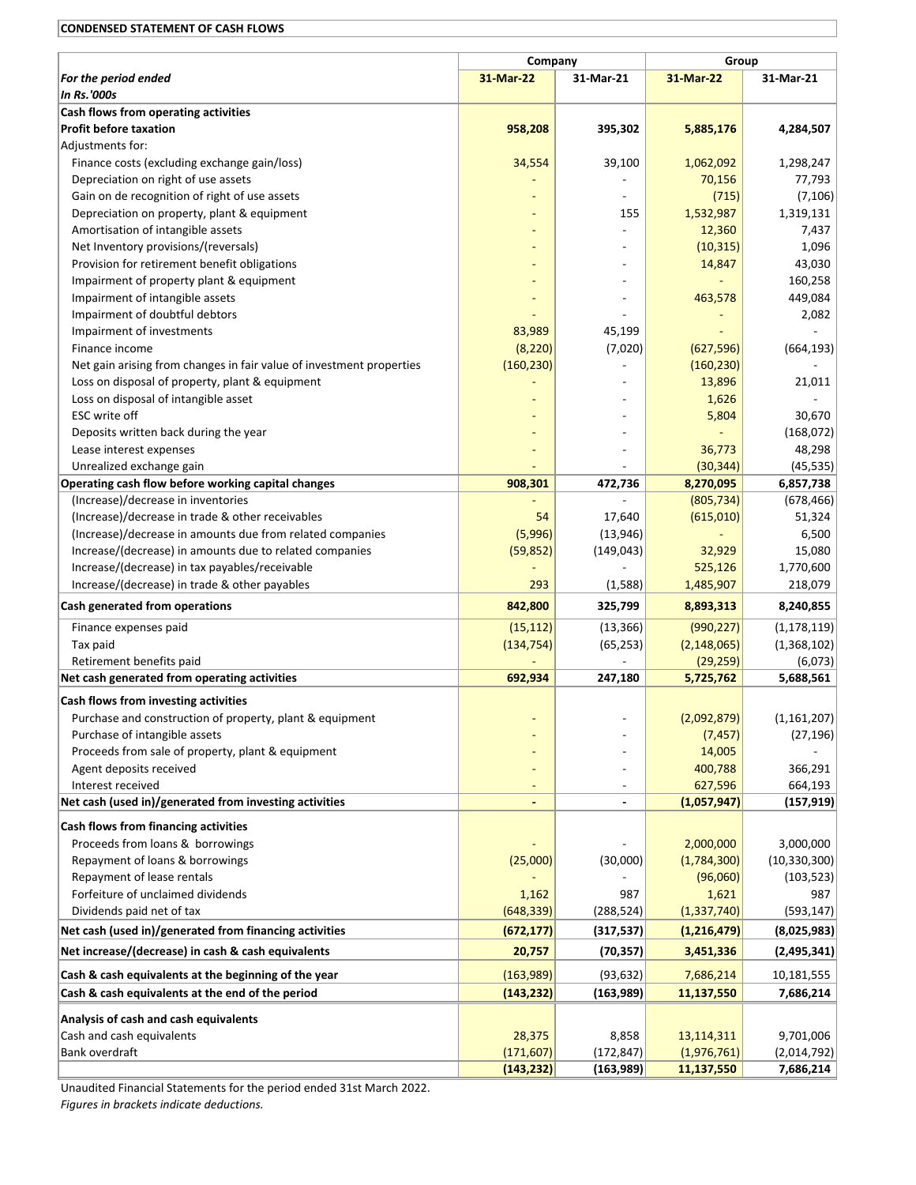**CONDENSED STATEMENT OF CASH FLOWS**

| | Company | | Group | |
|---|---|---|---|---|
| ***For the period ended*** | **31-Mar-22** | **31-Mar-21** | **31-Mar-22** | **31-Mar-21** |
| ***In Rs.'000s*** | | | | |
| **Cash flows from operating activities** | | | | |
| **Profit before taxation** | **958,208** | **395,302** | **5,885,176** | **4,284,507** |
| Adjustments for: | | | | |
| Finance costs (excluding exchange gain/loss) | 34,554 | 39,100 | 1,062,092 | 1,298,247 |
| Depreciation on right of use assets | - | - | 70,156 | 77,793 |
| Gain on de recognition of right of use assets | - | - | (715) | (7,106) |
| Depreciation on property, plant & equipment | - | 155 | 1,532,987 | 1,319,131 |
| Amortisation of intangible assets | - | - | 12,360 | 7,437 |
| Net Inventory provisions/(reversals) | - | - | (10,315) | 1,096 |
| Provision for retirement benefit obligations | - | - | 14,847 | 43,030 |
| Impairment of property plant & equipment | - | - | - | 160,258 |
| Impairment of intangible assets | - | - | 463,578 | 449,084 |
| Impairment of doubtful debtors | - | - | - | 2,082 |
| Impairment of investments | 83,989 | 45,199 | - | - |
| Finance income | (8,220) | (7,020) | (627,596) | (664,193) |
| Net gain arising from changes in fair value of investment properties | (160,230) | - | (160,230) | - |
| Loss on disposal of property, plant & equipment | - | - | 13,896 | 21,011 |
| Loss on disposal of intangible asset | - | - | 1,626 | - |
| ESC write off | - | - | 5,804 | 30,670 |
| Deposits written back during the year | - | - | - | (168,072) |
| Lease interest expenses | - | - | 36,773 | 48,298 |
| Unrealized exchange gain | - | - | (30,344) | (45,535) |
| **Operating cash flow before working capital changes** | **908,301** | **472,736** | **8,270,095** | **6,857,738** |
| (Increase)/decrease in inventories | - | - | (805,734) | (678,466) |
| (Increase)/decrease in trade & other receivables | 54 | 17,640 | (615,010) | 51,324 |
| (Increase)/decrease in amounts due from related companies | (5,996) | (13,946) | - | 6,500 |
| Increase/(decrease) in amounts due to related companies | (59,852) | (149,043) | 32,929 | 15,080 |
| Increase/(decrease) in tax payables/receivable | - | - | 525,126 | 1,770,600 |
| Increase/(decrease) in trade & other payables | 293 | (1,588) | 1,485,907 | 218,079 |
| **Cash generated from operations** | **842,800** | **325,799** | **8,893,313** | **8,240,855** |
| Finance expenses paid | (15,112) | (13,366) | (990,227) | (1,178,119) |
| Tax paid | (134,754) | (65,253) | (2,148,065) | (1,368,102) |
| Retirement benefits paid | - | - | (29,259) | (6,073) |
| **Net cash generated from operating activities** | **692,934** | **247,180** | **5,725,762** | **5,688,561** |
| **Cash flows from investing activities** | | | | |
| Purchase and construction of property, plant & equipment | - | - | (2,092,879) | (1,161,207) |
| Purchase of intangible assets | - | - | (7,457) | (27,196) |
| Proceeds from sale of property, plant & equipment | - | - | 14,005 | - |
| Agent deposits received | - | - | 400,788 | 366,291 |
| Interest received | - | - | 627,596 | 664,193 |
| **Net cash (used in)/generated from investing activities** | **-** | **-** | **(1,057,947)** | **(157,919)** |
| **Cash flows from financing activities** | | | | |
| Proceeds from loans & borrowings | - | - | 2,000,000 | 3,000,000 |
| Repayment of loans & borrowings | (25,000) | (30,000) | (1,784,300) | (10,330,300) |
| Repayment of lease rentals | - | - | (96,060) | (103,523) |
| Forfeiture of unclaimed dividends | 1,162 | 987 | 1,621 | 987 |
| Dividends paid net of tax | (648,339) | (288,524) | (1,337,740) | (593,147) |
| **Net cash (used in)/generated from financing activities** | **(672,177)** | **(317,537)** | **(1,216,479)** | **(8,025,983)** |
| **Net increase/(decrease) in cash & cash equivalents** | **20,757** | **(70,357)** | **3,451,336** | **(2,495,341)** |
| **Cash & cash equivalents at the beginning of the year** | (163,989) | (93,632) | 7,686,214 | 10,181,555 |
| **Cash & cash equivalents at the end of the period** | **(143,232)** | **(163,989)** | **11,137,550** | **7,686,214** |
| **Analysis of cash and cash equivalents** | | | | |
| Cash and cash equivalents | 28,375 | 8,858 | 13,114,311 | 9,701,006 |
| Bank overdraft | (171,607) | (172,847) | (1,976,761) | (2,014,792) |
| | **(143,232)** | **(163,989)** | **11,137,550** | **7,686,214** |

Unaudited Financial Statements for the period ended 31st March 2022.

*Figures in brackets indicate deductions.*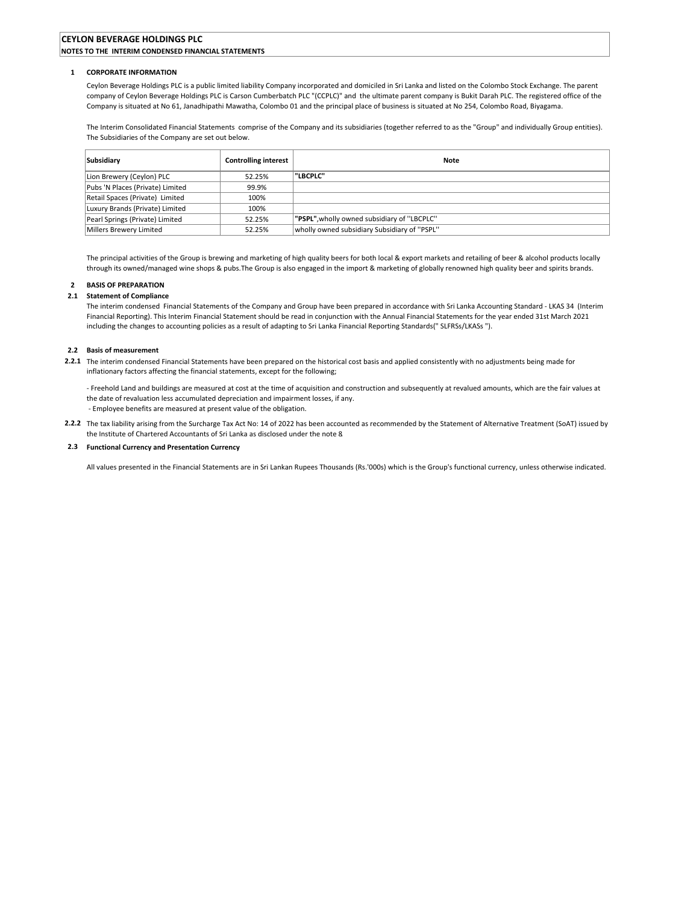# CEYLON BEVERAGE HOLDINGS PLC

**NOTES TO THE INTERIM CONDENSED FINANCIAL STATEMENTS**

## 1 CORPORATE INFORMATION

Ceylon Beverage Holdings PLC is a public limited liability Company incorporated and domiciled in Sri Lanka and listed on the Colombo Stock Exchange. The parent company of Ceylon Beverage Holdings PLC is Carson Cumberbatch PLC "(CCPLC)" and the ultimate parent company is Bukit Darah PLC. The registered office of the Company is situated at No 61, Janadhipathi Mawatha, Colombo 01 and the principal place of business is situated at No 254, Colombo Road, Biyagama.

The Interim Consolidated Financial Statements comprise of the Company and its subsidiaries (together referred to as the "Group" and individually Group entities). The Subsidiaries of the Company are set out below.

| Subsidiary | Controlling interest | Note |
|---|---|---|
| Lion Brewery (Ceylon) PLC | 52.25% | **"LBCPLC"** |
| Pubs 'N Places (Private) Limited | 99.9% | |
| Retail Spaces (Private) Limited | 100% | |
| Luxury Brands (Private) Limited | 100% | |
| Pearl Springs (Private) Limited | 52.25% | **"PSPL"**,wholly owned subsidiary of ''LBCPLC'' |
| Millers Brewery Limited | 52.25% | wholly owned subsidiary Subsidiary of ''PSPL'' |

The principal activities of the Group is brewing and marketing of high quality beers for both local & export markets and retailing of beer & alcohol products locally through its owned/managed wine shops & pubs.The Group is also engaged in the import & marketing of globally renowned high quality beer and spirits brands.

## 2 BASIS OF PREPARATION

### 2.1 Statement of Compliance

The interim condensed Financial Statements of the Company and Group have been prepared in accordance with Sri Lanka Accounting Standard - LKAS 34 (Interim Financial Reporting). This Interim Financial Statement should be read in conjunction with the Annual Financial Statements for the year ended 31st March 2021 including the changes to accounting policies as a result of adapting to Sri Lanka Financial Reporting Standards(" SLFRSs/LKASs ").

### 2.2 Basis of measurement

**2.2.1** The interim condensed Financial Statements have been prepared on the historical cost basis and applied consistently with no adjustments being made for inflationary factors affecting the financial statements, except for the following;

- Freehold Land and buildings are measured at cost at the time of acquisition and construction and subsequently at revalued amounts, which are the fair values at the date of revaluation less accumulated depreciation and impairment losses, if any.
- Employee benefits are measured at present value of the obligation.

**2.2.2** The tax liability arising from the Surcharge Tax Act No: 14 of 2022 has been accounted as recommended by the Statement of Alternative Treatment (SoAT) issued by the Institute of Chartered Accountants of Sri Lanka as disclosed under the note 8

### 2.3 Functional Currency and Presentation Currency

All values presented in the Financial Statements are in Sri Lankan Rupees Thousands (Rs.'000s) which is the Group's functional currency, unless otherwise indicated.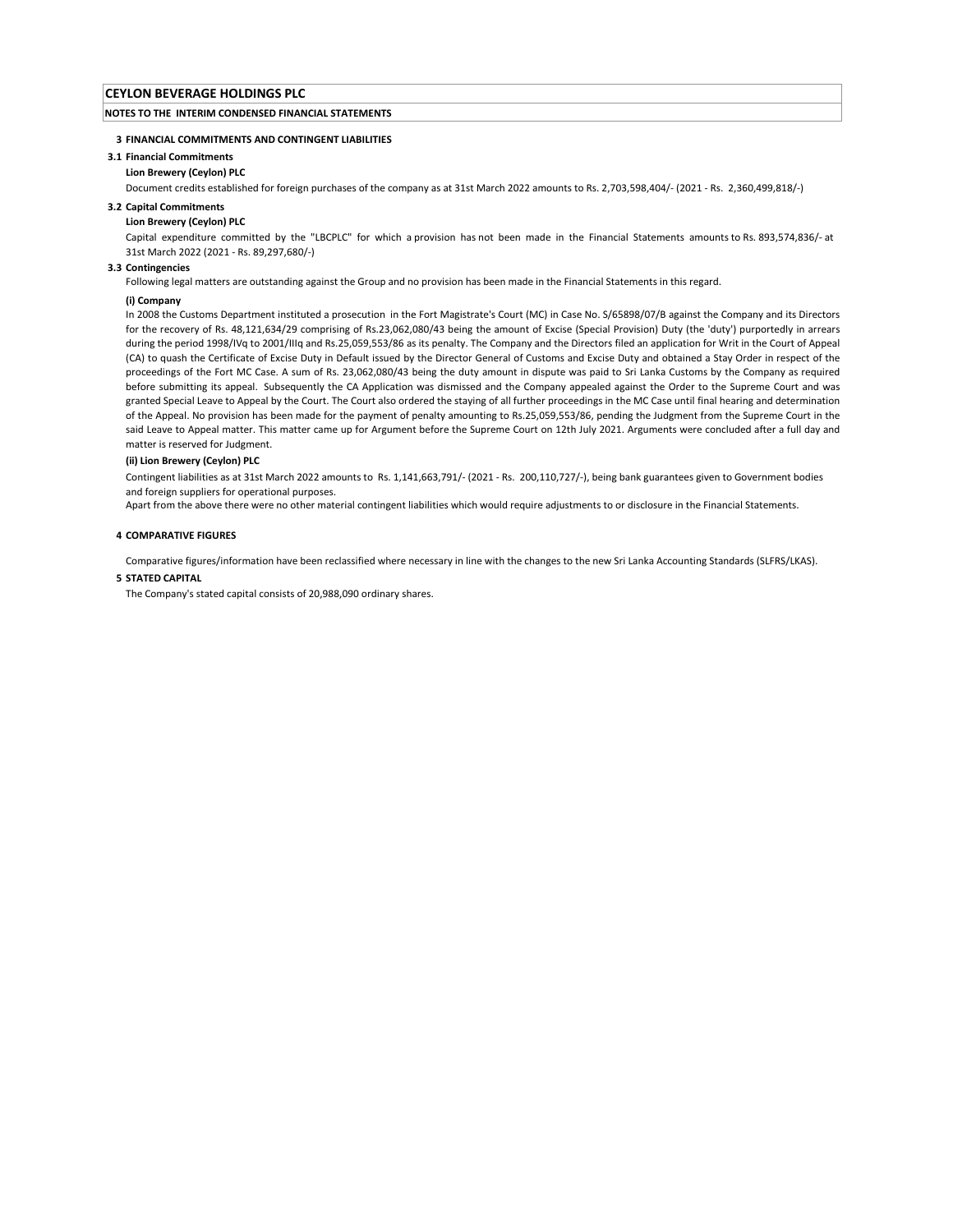# CEYLON BEVERAGE HOLDINGS PLC

## NOTES TO THE INTERIM CONDENSED FINANCIAL STATEMENTS

### 3 FINANCIAL COMMITMENTS AND CONTINGENT LIABILITIES

#### 3.1 Financial Commitments

**Lion Brewery (Ceylon) PLC**

Document credits established for foreign purchases of the company as at 31st March 2022 amounts to Rs. 2,703,598,404/- (2021 - Rs. 2,360,499,818/-)

#### 3.2 Capital Commitments

**Lion Brewery (Ceylon) PLC**

Capital expenditure committed by the "LBCPLC" for which a provision has not been made in the Financial Statements amounts to Rs. 893,574,836/- at 31st March 2022 (2021 - Rs. 89,297,680/-)

#### 3.3 Contingencies

Following legal matters are outstanding against the Group and no provision has been made in the Financial Statements in this regard.

**(i) Company**

In 2008 the Customs Department instituted a prosecution in the Fort Magistrate's Court (MC) in Case No. S/65898/07/B against the Company and its Directors for the recovery of Rs. 48,121,634/29 comprising of Rs.23,062,080/43 being the amount of Excise (Special Provision) Duty (the 'duty') purportedly in arrears during the period 1998/IVq to 2001/IIIq and Rs.25,059,553/86 as its penalty. The Company and the Directors filed an application for Writ in the Court of Appeal (CA) to quash the Certificate of Excise Duty in Default issued by the Director General of Customs and Excise Duty and obtained a Stay Order in respect of the proceedings of the Fort MC Case. A sum of Rs. 23,062,080/43 being the duty amount in dispute was paid to Sri Lanka Customs by the Company as required before submitting its appeal. Subsequently the CA Application was dismissed and the Company appealed against the Order to the Supreme Court and was granted Special Leave to Appeal by the Court. The Court also ordered the staying of all further proceedings in the MC Case until final hearing and determination of the Appeal. No provision has been made for the payment of penalty amounting to Rs.25,059,553/86, pending the Judgment from the Supreme Court in the said Leave to Appeal matter. This matter came up for Argument before the Supreme Court on 12th July 2021. Arguments were concluded after a full day and matter is reserved for Judgment.

**(ii) Lion Brewery (Ceylon) PLC**

Contingent liabilities as at 31st March 2022 amounts to Rs. 1,141,663,791/- (2021 - Rs. 200,110,727/-), being bank guarantees given to Government bodies and foreign suppliers for operational purposes.

Apart from the above there were no other material contingent liabilities which would require adjustments to or disclosure in the Financial Statements.

### 4 COMPARATIVE FIGURES

Comparative figures/information have been reclassified where necessary in line with the changes to the new Sri Lanka Accounting Standards (SLFRS/LKAS).

### 5 STATED CAPITAL

The Company's stated capital consists of 20,988,090 ordinary shares.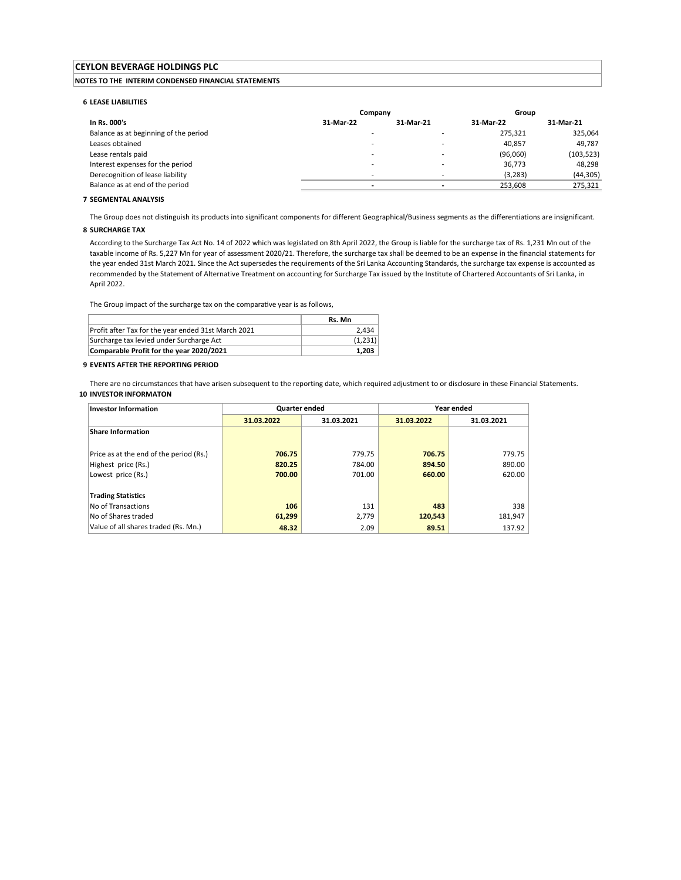# CEYLON BEVERAGE HOLDINGS PLC

## NOTES TO THE INTERIM CONDENSED FINANCIAL STATEMENTS

### 6 LEASE LIABILITIES

| In Rs. 000's | Company | | Group | |
|---|---|---|---|---|
| | 31-Mar-22 | 31-Mar-21 | 31-Mar-22 | 31-Mar-21 |
| Balance as at beginning of the period | - | - | 275,321 | 325,064 |
| Leases obtained | - | - | 40,857 | 49,787 |
| Lease rentals paid | - | - | (96,060) | (103,523) |
| Interest expenses for the period | - | - | 36,773 | 48,298 |
| Derecognition of lease liability | - | - | (3,283) | (44,305) |
| Balance as at end of the period | - | - | 253,608 | 275,321 |

### 7 SEGMENTAL ANALYSIS

The Group does not distinguish its products into significant components for different Geographical/Business segments as the differentiations are insignificant.

### 8 SURCHARGE TAX

According to the Surcharge Tax Act No. 14 of 2022 which was legislated on 8th April 2022, the Group is liable for the surcharge tax of Rs. 1,231 Mn out of the taxable income of Rs. 5,227 Mn for year of assessment 2020/21. Therefore, the surcharge tax shall be deemed to be an expense in the financial statements for the year ended 31st March 2021. Since the Act supersedes the requirements of the Sri Lanka Accounting Standards, the surcharge tax expense is accounted as recommended by the Statement of Alternative Treatment on accounting for Surcharge Tax issued by the Institute of Chartered Accountants of Sri Lanka, in April 2022.

The Group impact of the surcharge tax on the comparative year is as follows,

| | Rs. Mn |
|---|---|
| Profit after Tax for the year ended 31st March 2021 | 2,434 |
| Surcharge tax levied under Surcharge Act | (1,231) |
| **Comparable Profit for the year 2020/2021** | **1,203** |

### 9 EVENTS AFTER THE REPORTING PERIOD

There are no circumstances that have arisen subsequent to the reporting date, which required adjustment to or disclosure in these Financial Statements.

### 10 INVESTOR INFORMATON

| Investor Information | Quarter ended | | Year ended | |
|---|---|---|---|---|
| | 31.03.2022 | 31.03.2021 | 31.03.2022 | 31.03.2021 |
| **Share Information** | | | | |
| Price as at the end of the period (Rs.) | **706.75** | 779.75 | **706.75** | 779.75 |
| Highest price (Rs.) | **820.25** | 784.00 | **894.50** | 890.00 |
| Lowest price (Rs.) | **700.00** | 701.00 | **660.00** | 620.00 |
| **Trading Statistics** | | | | |
| No of Transactions | **106** | 131 | **483** | 338 |
| No of Shares traded | **61,299** | 2,779 | **120,543** | 181,947 |
| Value of all shares traded (Rs. Mn.) | **48.32** | 2.09 | **89.51** | 137.92 |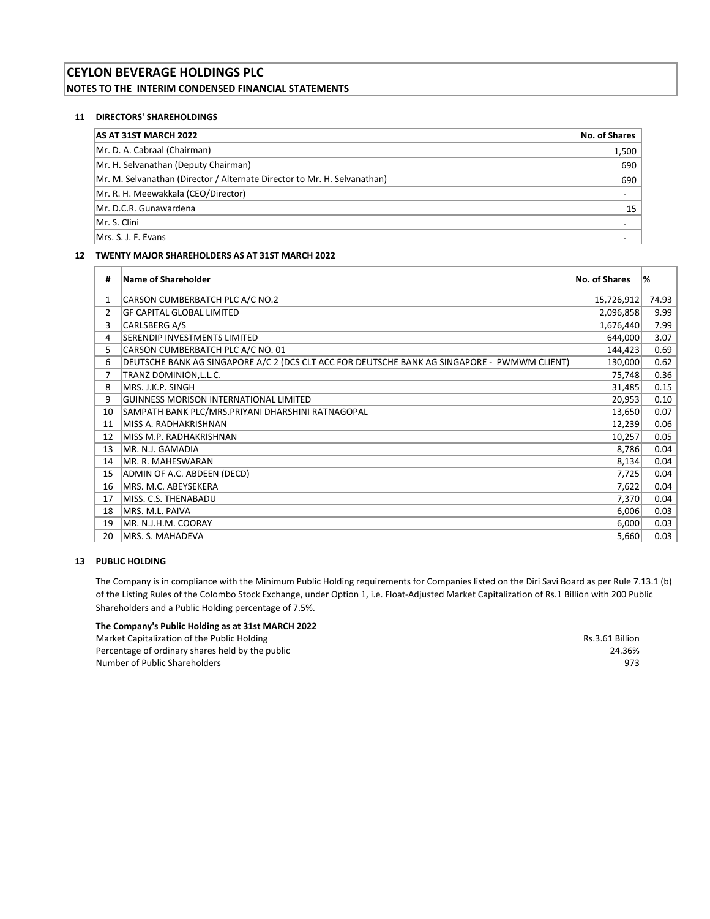# CEYLON BEVERAGE HOLDINGS PLC

## NOTES TO THE INTERIM CONDENSED FINANCIAL STATEMENTS

### 11 DIRECTORS' SHAREHOLDINGS

| AS AT 31ST MARCH 2022 | No. of Shares |
|---|---|
| Mr. D. A. Cabraal (Chairman) | 1,500 |
| Mr. H. Selvanathan (Deputy Chairman) | 690 |
| Mr. M. Selvanathan (Director / Alternate Director to Mr. H. Selvanathan) | 690 |
| Mr. R. H. Meewakkala (CEO/Director) | - |
| Mr. D.C.R. Gunawardena | 15 |
| Mr. S. Clini | - |
| Mrs. S. J. F. Evans | - |

### 12 TWENTY MAJOR SHAREHOLDERS AS AT 31ST MARCH 2022

| # | Name of Shareholder | No. of Shares | % |
|---|---|---|---|
| 1 | CARSON CUMBERBATCH PLC A/C NO.2 | 15,726,912 | 74.93 |
| 2 | GF CAPITAL GLOBAL LIMITED | 2,096,858 | 9.99 |
| 3 | CARLSBERG A/S | 1,676,440 | 7.99 |
| 4 | SERENDIP INVESTMENTS LIMITED | 644,000 | 3.07 |
| 5 | CARSON CUMBERBATCH PLC A/C NO. 01 | 144,423 | 0.69 |
| 6 | DEUTSCHE BANK AG SINGAPORE A/C 2 (DCS CLT ACC FOR DEUTSCHE BANK AG SINGAPORE - PWMWM CLIENT) | 130,000 | 0.62 |
| 7 | TRANZ DOMINION,L.L.C. | 75,748 | 0.36 |
| 8 | MRS. J.K.P. SINGH | 31,485 | 0.15 |
| 9 | GUINNESS MORISON INTERNATIONAL LIMITED | 20,953 | 0.10 |
| 10 | SAMPATH BANK PLC/MRS.PRIYANI DHARSHINI RATNAGOPAL | 13,650 | 0.07 |
| 11 | MISS A. RADHAKRISHNAN | 12,239 | 0.06 |
| 12 | MISS M.P. RADHAKRISHNAN | 10,257 | 0.05 |
| 13 | MR. N.J. GAMADIA | 8,786 | 0.04 |
| 14 | MR. R. MAHESWARAN | 8,134 | 0.04 |
| 15 | ADMIN OF A.C. ABDEEN (DECD) | 7,725 | 0.04 |
| 16 | MRS. M.C. ABEYSEKERA | 7,622 | 0.04 |
| 17 | MISS. C.S. THENABADU | 7,370 | 0.04 |
| 18 | MRS. M.L. PAIVA | 6,006 | 0.03 |
| 19 | MR. N.J.H.M. COORAY | 6,000 | 0.03 |
| 20 | MRS. S. MAHADEVA | 5,660 | 0.03 |

### 13 PUBLIC HOLDING

The Company is in compliance with the Minimum Public Holding requirements for Companies listed on the Diri Savi Board as per Rule 7.13.1 (b) of the Listing Rules of the Colombo Stock Exchange, under Option 1, i.e. Float-Adjusted Market Capitalization of Rs.1 Billion with 200 Public Shareholders and a Public Holding percentage of 7.5%.

**The Company's Public Holding as at 31st MARCH 2022**

| | |
|---|---|
| Market Capitalization of the Public Holding | Rs.3.61 Billion |
| Percentage of ordinary shares held by the public | 24.36% |
| Number of Public Shareholders | 973 |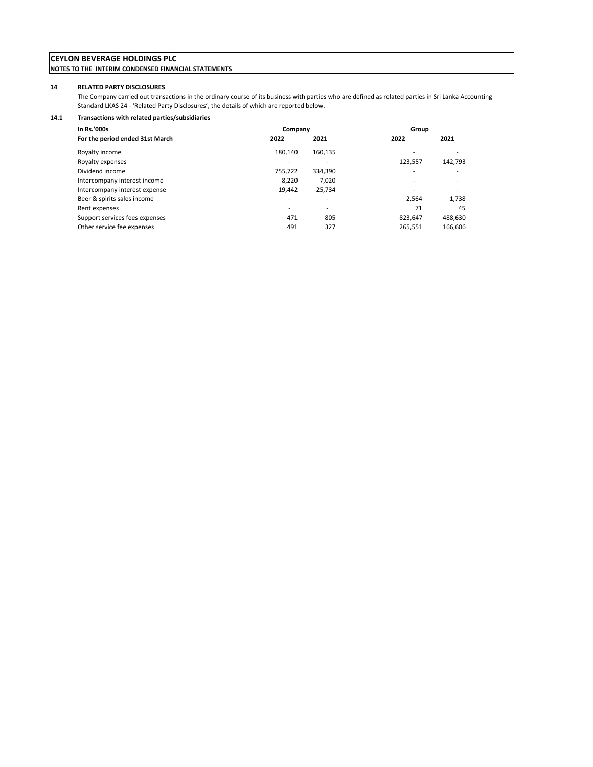**CEYLON BEVERAGE HOLDINGS PLC**

**NOTES TO THE INTERIM CONDENSED FINANCIAL STATEMENTS**

## 14 RELATED PARTY DISCLOSURES

The Company carried out transactions in the ordinary course of its business with parties who are defined as related parties in Sri Lanka Accounting Standard LKAS 24 - 'Related Party Disclosures', the details of which are reported below.

### 14.1 Transactions with related parties/subsidiaries

| In Rs.'000s | Company | | Group | |
|---|---|---|---|---|
| For the period ended 31st March | 2022 | 2021 | 2022 | 2021 |
| Royalty income | 180,140 | 160,135 | - | - |
| Royalty expenses | - | - | 123,557 | 142,793 |
| Dividend income | 755,722 | 334,390 | - | - |
| Intercompany interest income | 8,220 | 7,020 | - | - |
| Intercompany interest expense | 19,442 | 25,734 | - | - |
| Beer & spirits sales income | - | - | 2,564 | 1,738 |
| Rent expenses | - | - | 71 | 45 |
| Support services fees expenses | 471 | 805 | 823,647 | 488,630 |
| Other service fee expenses | 491 | 327 | 265,551 | 166,606 |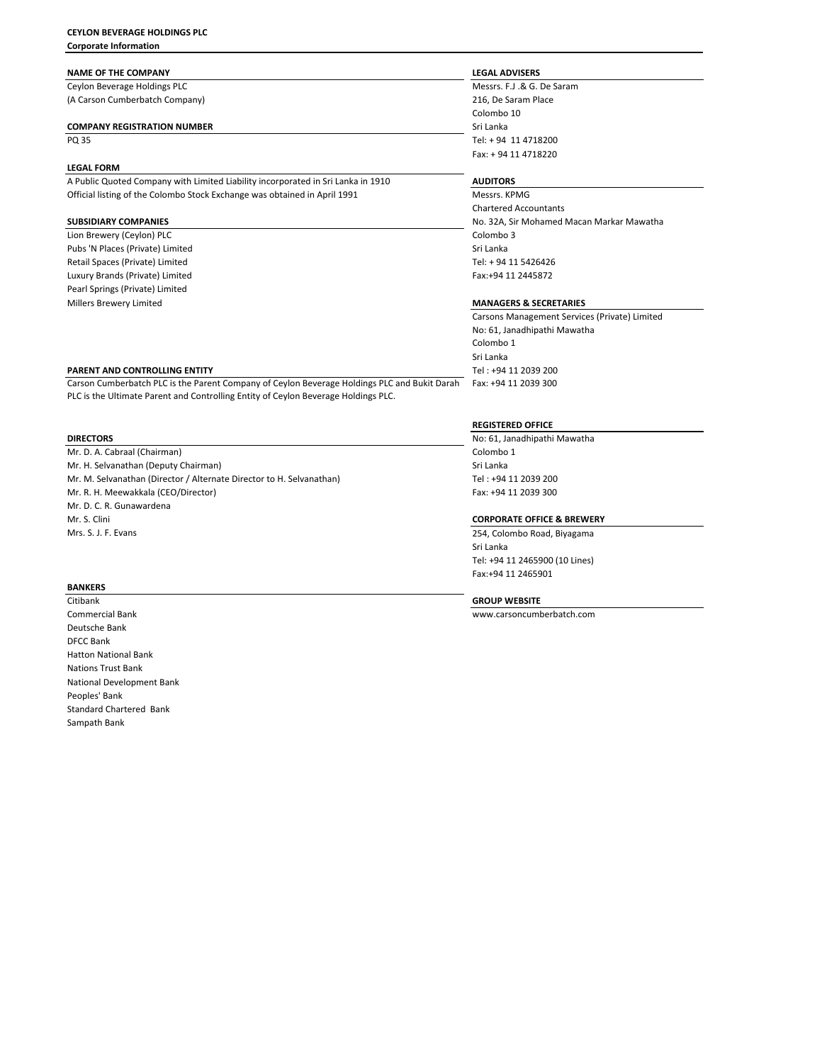# CEYLON BEVERAGE HOLDINGS PLC

## Corporate Information

### NAME OF THE COMPANY

Ceylon Beverage Holdings PLC
(A Carson Cumberbatch Company)

### COMPANY REGISTRATION NUMBER

PQ 35

### LEGAL FORM

A Public Quoted Company with Limited Liability incorporated in Sri Lanka in 1910
Official listing of the Colombo Stock Exchange was obtained in April 1991

### SUBSIDIARY COMPANIES

Lion Brewery (Ceylon) PLC
Pubs 'N Places (Private) Limited
Retail Spaces (Private) Limited
Luxury Brands (Private) Limited
Pearl Springs (Private) Limited
Millers Brewery Limited

### PARENT AND CONTROLLING ENTITY

Carson Cumberbatch PLC is the Parent Company of Ceylon Beverage Holdings PLC and Bukit Darah PLC is the Ultimate Parent and Controlling Entity of Ceylon Beverage Holdings PLC.

### DIRECTORS

Mr. D. A. Cabraal (Chairman)
Mr. H. Selvanathan (Deputy Chairman)
Mr. M. Selvanathan (Director / Alternate Director to H. Selvanathan)
Mr. R. H. Meewakkala (CEO/Director)
Mr. D. C. R. Gunawardena
Mr. S. Clini
Mrs. S. J. F. Evans

### BANKERS

Citibank
Commercial Bank
Deutsche Bank
DFCC Bank
Hatton National Bank
Nations Trust Bank
National Development Bank
Peoples' Bank
Standard Chartered Bank
Sampath Bank

### LEGAL ADVISERS

Messrs. F.J .& G. De Saram
216, De Saram Place
Colombo 10
Sri Lanka
Tel: + 94 11 4718200
Fax: + 94 11 4718220

### AUDITORS

Messrs. KPMG
Chartered Accountants
No. 32A, Sir Mohamed Macan Markar Mawatha
Colombo 3
Sri Lanka
Tel: + 94 11 5426426
Fax:+94 11 2445872

### MANAGERS & SECRETARIES

Carsons Management Services (Private) Limited
No: 61, Janadhipathi Mawatha
Colombo 1
Sri Lanka
Tel : +94 11 2039 200
Fax: +94 11 2039 300

### REGISTERED OFFICE

No: 61, Janadhipathi Mawatha
Colombo 1
Sri Lanka
Tel : +94 11 2039 200
Fax: +94 11 2039 300

### CORPORATE OFFICE & BREWERY

254, Colombo Road, Biyagama
Sri Lanka
Tel: +94 11 2465900 (10 Lines)
Fax:+94 11 2465901

### GROUP WEBSITE

www.carsoncumberbatch.com